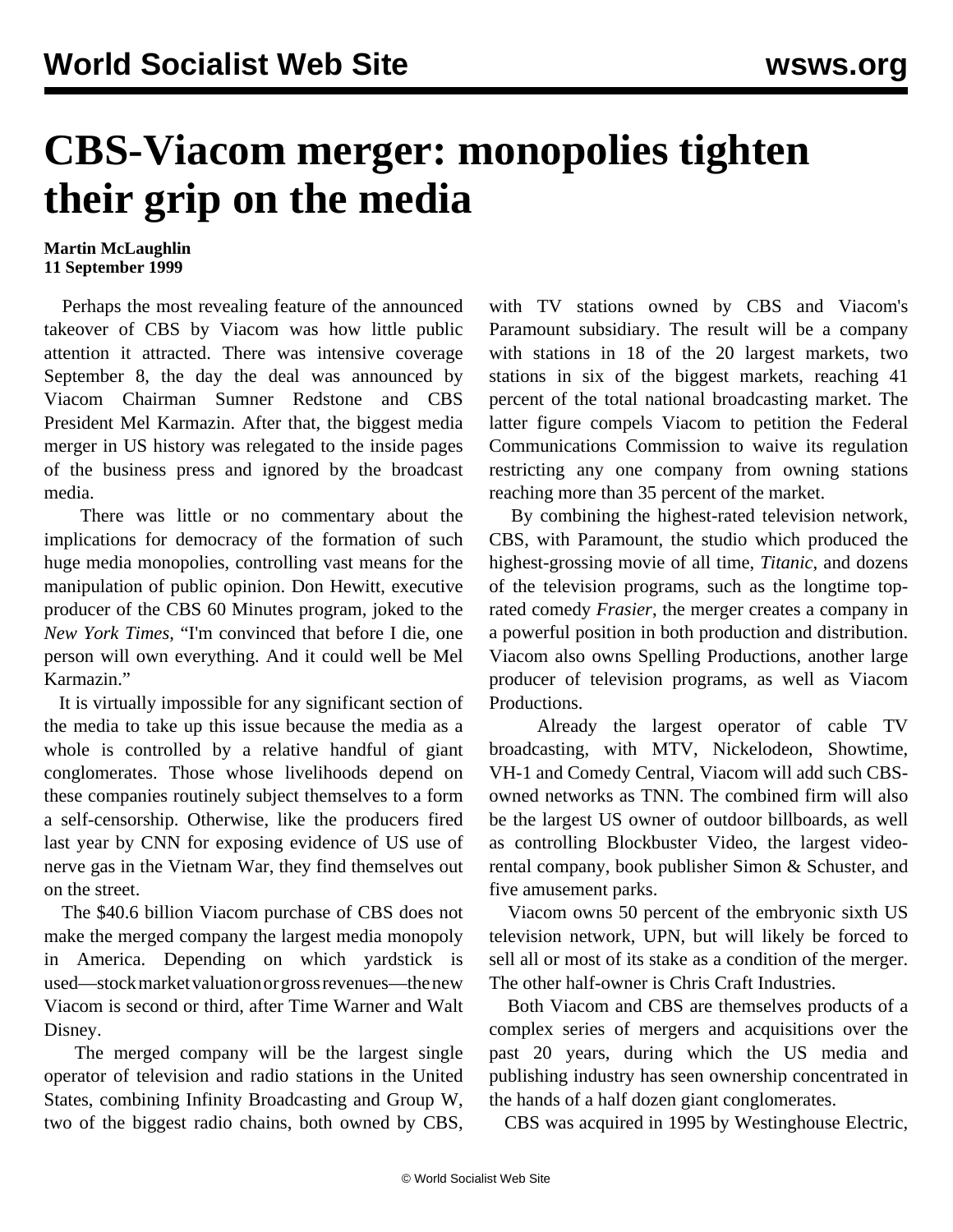# CBS-Viacom merger: monopolies tighten their grip on the media

**Martin McLaughlin**
**11 September 1999**

Perhaps the most revealing feature of the announced takeover of CBS by Viacom was how little public attention it attracted. There was intensive coverage September 8, the day the deal was announced by Viacom Chairman Sumner Redstone and CBS President Mel Karmazin. After that, the biggest media merger in US history was relegated to the inside pages of the business press and ignored by the broadcast media.

There was little or no commentary about the implications for democracy of the formation of such huge media monopolies, controlling vast means for the manipulation of public opinion. Don Hewitt, executive producer of the CBS 60 Minutes program, joked to the *New York Times*, "I'm convinced that before I die, one person will own everything. And it could well be Mel Karmazin."

It is virtually impossible for any significant section of the media to take up this issue because the media as a whole is controlled by a relative handful of giant conglomerates. Those whose livelihoods depend on these companies routinely subject themselves to a form a self-censorship. Otherwise, like the producers fired last year by CNN for exposing evidence of US use of nerve gas in the Vietnam War, they find themselves out on the street.

The $40.6 billion Viacom purchase of CBS does not make the merged company the largest media monopoly in America. Depending on which yardstick is used—stock market valuation or gross revenues—the new Viacom is second or third, after Time Warner and Walt Disney.

The merged company will be the largest single operator of television and radio stations in the United States, combining Infinity Broadcasting and Group W, two of the biggest radio chains, both owned by CBS, with TV stations owned by CBS and Viacom's Paramount subsidiary. The result will be a company with stations in 18 of the 20 largest markets, two stations in six of the biggest markets, reaching 41 percent of the total national broadcasting market. The latter figure compels Viacom to petition the Federal Communications Commission to waive its regulation restricting any one company from owning stations reaching more than 35 percent of the market.

By combining the highest-rated television network, CBS, with Paramount, the studio which produced the highest-grossing movie of all time, *Titanic*, and dozens of the television programs, such as the longtime top-rated comedy *Frasier*, the merger creates a company in a powerful position in both production and distribution. Viacom also owns Spelling Productions, another large producer of television programs, as well as Viacom Productions.

Already the largest operator of cable TV broadcasting, with MTV, Nickelodeon, Showtime, VH-1 and Comedy Central, Viacom will add such CBS-owned networks as TNN. The combined firm will also be the largest US owner of outdoor billboards, as well as controlling Blockbuster Video, the largest video-rental company, book publisher Simon & Schuster, and five amusement parks.

Viacom owns 50 percent of the embryonic sixth US television network, UPN, but will likely be forced to sell all or most of its stake as a condition of the merger. The other half-owner is Chris Craft Industries.

Both Viacom and CBS are themselves products of a complex series of mergers and acquisitions over the past 20 years, during which the US media and publishing industry has seen ownership concentrated in the hands of a half dozen giant conglomerates.

CBS was acquired in 1995 by Westinghouse Electric,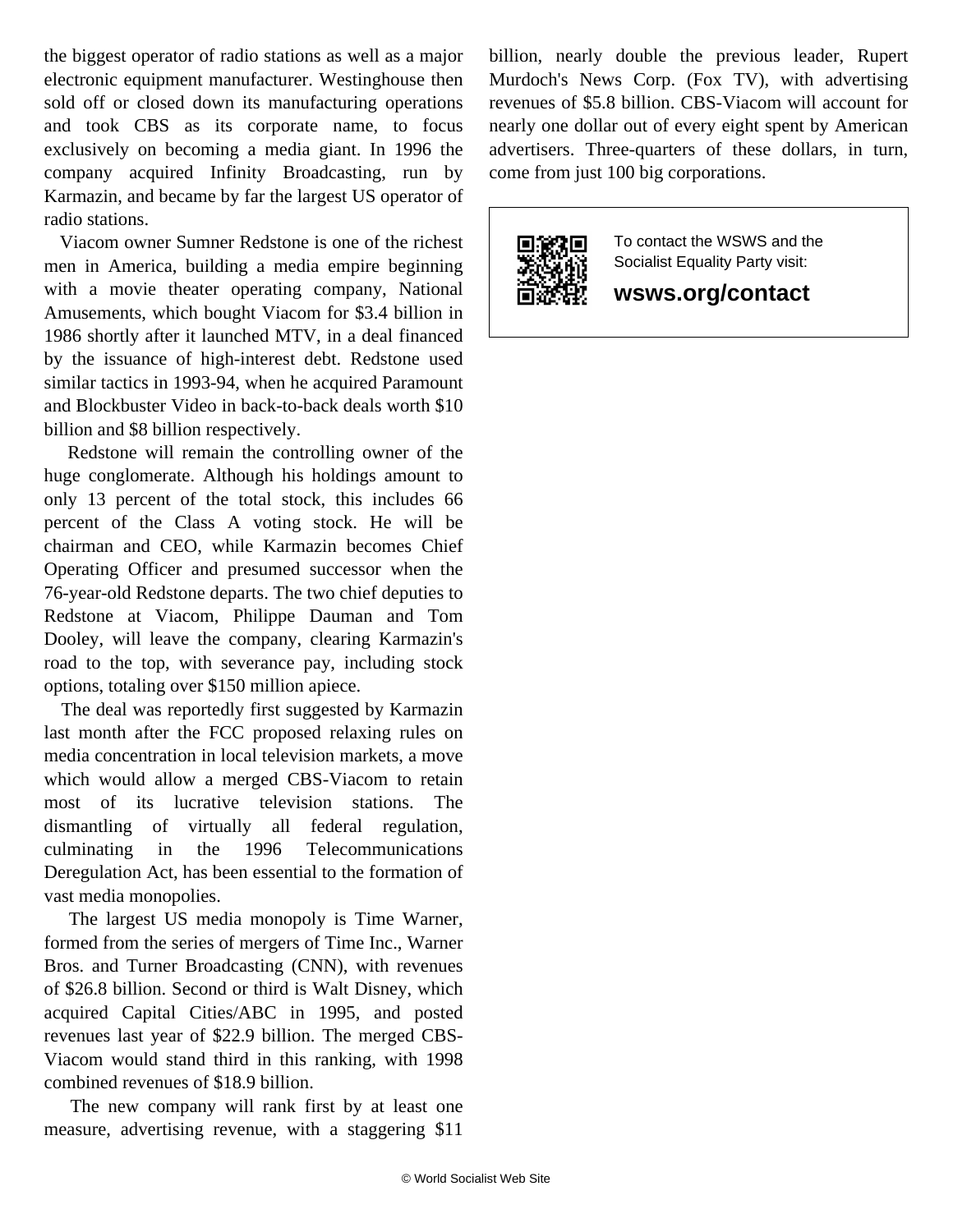the biggest operator of radio stations as well as a major electronic equipment manufacturer. Westinghouse then sold off or closed down its manufacturing operations and took CBS as its corporate name, to focus exclusively on becoming a media giant. In 1996 the company acquired Infinity Broadcasting, run by Karmazin, and became by far the largest US operator of radio stations.

Viacom owner Sumner Redstone is one of the richest men in America, building a media empire beginning with a movie theater operating company, National Amusements, which bought Viacom for $3.4 billion in 1986 shortly after it launched MTV, in a deal financed by the issuance of high-interest debt. Redstone used similar tactics in 1993-94, when he acquired Paramount and Blockbuster Video in back-to-back deals worth $10 billion and $8 billion respectively.

Redstone will remain the controlling owner of the huge conglomerate. Although his holdings amount to only 13 percent of the total stock, this includes 66 percent of the Class A voting stock. He will be chairman and CEO, while Karmazin becomes Chief Operating Officer and presumed successor when the 76-year-old Redstone departs. The two chief deputies to Redstone at Viacom, Philippe Dauman and Tom Dooley, will leave the company, clearing Karmazin's road to the top, with severance pay, including stock options, totaling over $150 million apiece.

The deal was reportedly first suggested by Karmazin last month after the FCC proposed relaxing rules on media concentration in local television markets, a move which would allow a merged CBS-Viacom to retain most of its lucrative television stations. The dismantling of virtually all federal regulation, culminating in the 1996 Telecommunications Deregulation Act, has been essential to the formation of vast media monopolies.

The largest US media monopoly is Time Warner, formed from the series of mergers of Time Inc., Warner Bros. and Turner Broadcasting (CNN), with revenues of $26.8 billion. Second or third is Walt Disney, which acquired Capital Cities/ABC in 1995, and posted revenues last year of $22.9 billion. The merged CBS-Viacom would stand third in this ranking, with 1998 combined revenues of $18.9 billion.

The new company will rank first by at least one measure, advertising revenue, with a staggering $11 billion, nearly double the previous leader, Rupert Murdoch's News Corp. (Fox TV), with advertising revenues of $5.8 billion. CBS-Viacom will account for nearly one dollar out of every eight spent by American advertisers. Three-quarters of these dollars, in turn, come from just 100 big corporations.

To contact the WSWS and the Socialist Equality Party visit:

**wsws.org/contact**